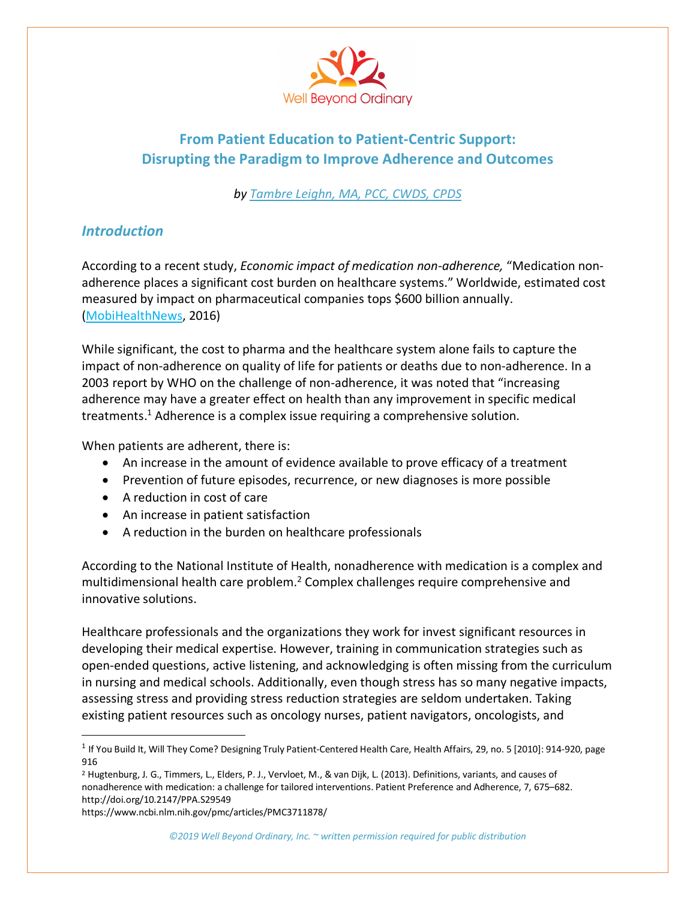Well Beyond Ordinary

# From Patient Education to Patient-Centric Support: Disrupting the Paradigm to Improve Adherence and Outcomes

*by [Tambre Leighn, MA, PCC, CWDS, CPDS]*

## *Introduction*

According to a recent study, *Economic impact of medication non-adherence,* "Medication non-adherence places a significant cost burden on healthcare systems." Worldwide, estimated cost measured by impact on pharmaceutical companies tops $600 billion annually. ([MobiHealthNews], 2016)

While significant, the cost to pharma and the healthcare system alone fails to capture the impact of non-adherence on quality of life for patients or deaths due to non-adherence. In a 2003 report by WHO on the challenge of non-adherence, it was noted that "increasing adherence may have a greater effect on health than any improvement in specific medical treatments.[1] Adherence is a complex issue requiring a comprehensive solution.

When patients are adherent, there is:

- An increase in the amount of evidence available to prove efficacy of a treatment
- Prevention of future episodes, recurrence, or new diagnoses is more possible
- A reduction in cost of care
- An increase in patient satisfaction
- A reduction in the burden on healthcare professionals

According to the National Institute of Health, nonadherence with medication is a complex and multidimensional health care problem.[2] Complex challenges require comprehensive and innovative solutions.

Healthcare professionals and the organizations they work for invest significant resources in developing their medical expertise. However, training in communication strategies such as open-ended questions, active listening, and acknowledging is often missing from the curriculum in nursing and medical schools. Additionally, even though stress has so many negative impacts, assessing stress and providing stress reduction strategies are seldom undertaken. Taking existing patient resources such as oncology nurses, patient navigators, oncologists, and

---

[1] If You Build It, Will They Come? Designing Truly Patient-Centered Health Care, Health Affairs, 29, no. 5 [2010]: 914-920, page 916

[2] Hugtenburg, J. G., Timmers, L., Elders, P. J., Vervloet, M., & van Dijk, L. (2013). Definitions, variants, and causes of nonadherence with medication: a challenge for tailored interventions. Patient Preference and Adherence, 7, 675–682. http://doi.org/10.2147/PPA.S29549
https://www.ncbi.nlm.nih.gov/pmc/articles/PMC3711878/

*©2019 Well Beyond Ordinary, Inc. ~ written permission required for public distribution*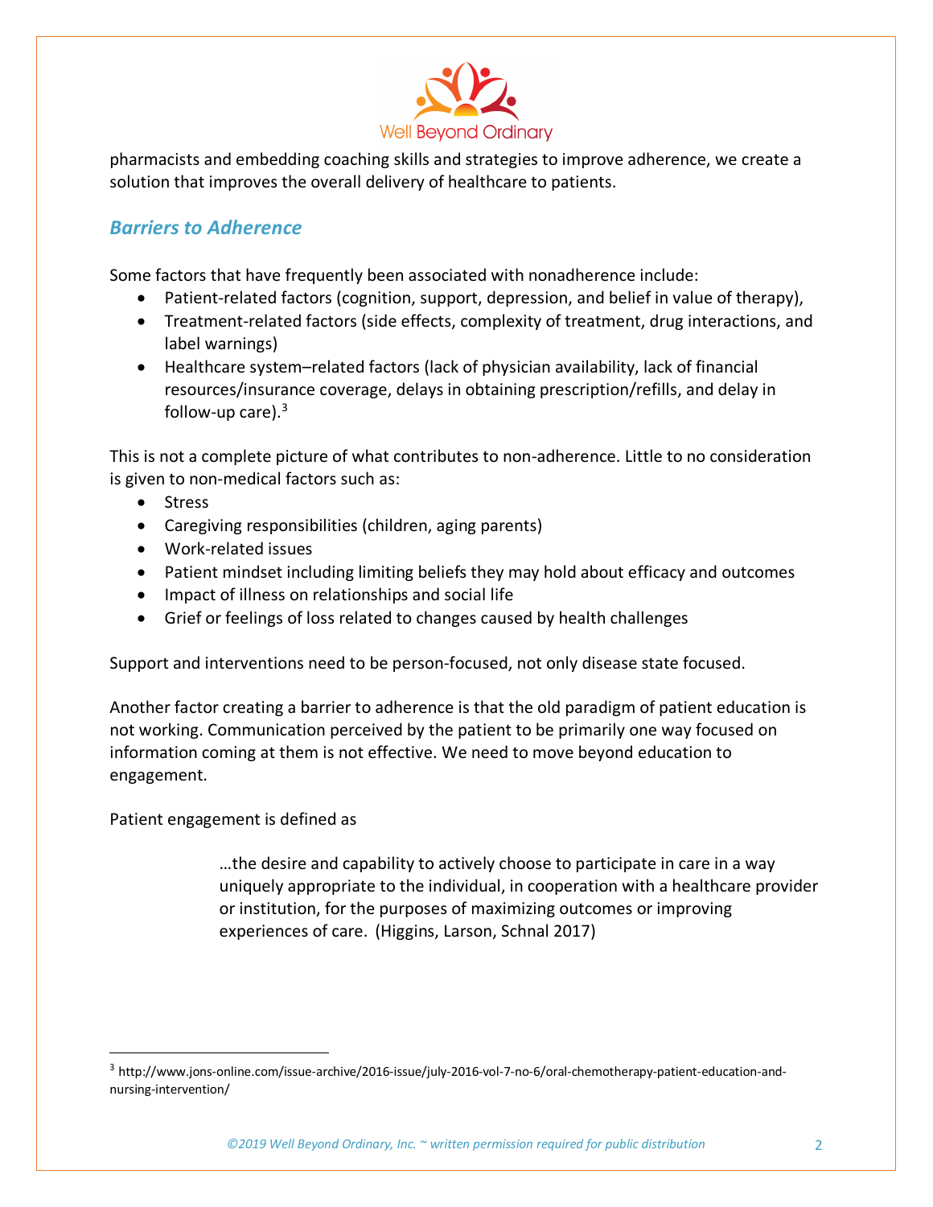pharmacists and embedding coaching skills and strategies to improve adherence, we create a solution that improves the overall delivery of healthcare to patients.

## *Barriers to Adherence*

Some factors that have frequently been associated with nonadherence include:

- Patient-related factors (cognition, support, depression, and belief in value of therapy),
- Treatment-related factors (side effects, complexity of treatment, drug interactions, and label warnings)
- Healthcare system–related factors (lack of physician availability, lack of financial resources/insurance coverage, delays in obtaining prescription/refills, and delay in follow-up care).[3]

This is not a complete picture of what contributes to non-adherence. Little to no consideration is given to non-medical factors such as:

- Stress
- Caregiving responsibilities (children, aging parents)
- Work-related issues
- Patient mindset including limiting beliefs they may hold about efficacy and outcomes
- Impact of illness on relationships and social life
- Grief or feelings of loss related to changes caused by health challenges

Support and interventions need to be person-focused, not only disease state focused.

Another factor creating a barrier to adherence is that the old paradigm of patient education is not working. Communication perceived by the patient to be primarily one way focused on information coming at them is not effective. We need to move beyond education to engagement.

Patient engagement is defined as

> …the desire and capability to actively choose to participate in care in a way uniquely appropriate to the individual, in cooperation with a healthcare provider or institution, for the purposes of maximizing outcomes or improving experiences of care. (Higgins, Larson, Schnal 2017)

---

[3] http://www.jons-online.com/issue-archive/2016-issue/july-2016-vol-7-no-6/oral-chemotherapy-patient-education-and-nursing-intervention/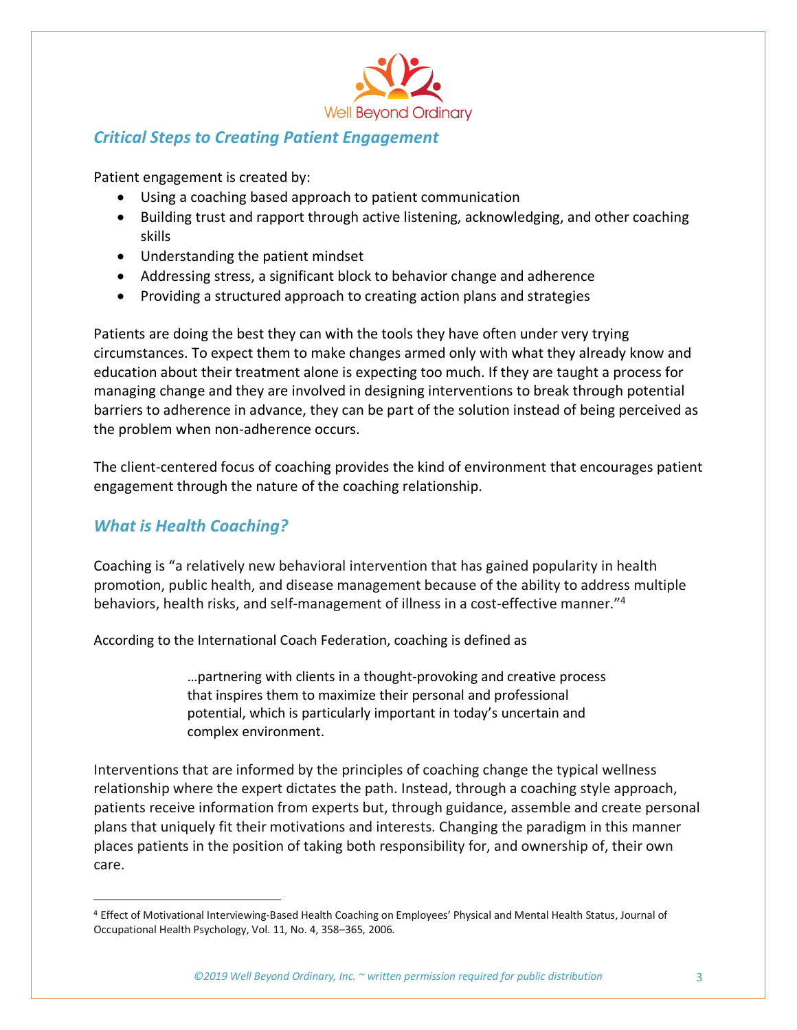## *Critical Steps to Creating Patient Engagement*

Patient engagement is created by:

- Using a coaching based approach to patient communication
- Building trust and rapport through active listening, acknowledging, and other coaching skills
- Understanding the patient mindset
- Addressing stress, a significant block to behavior change and adherence
- Providing a structured approach to creating action plans and strategies

Patients are doing the best they can with the tools they have often under very trying circumstances. To expect them to make changes armed only with what they already know and education about their treatment alone is expecting too much. If they are taught a process for managing change and they are involved in designing interventions to break through potential barriers to adherence in advance, they can be part of the solution instead of being perceived as the problem when non-adherence occurs.

The client-centered focus of coaching provides the kind of environment that encourages patient engagement through the nature of the coaching relationship.

## *What is Health Coaching?*

Coaching is "a relatively new behavioral intervention that has gained popularity in health promotion, public health, and disease management because of the ability to address multiple behaviors, health risks, and self-management of illness in a cost-effective manner."[4]

According to the International Coach Federation, coaching is defined as

> …partnering with clients in a thought-provoking and creative process that inspires them to maximize their personal and professional potential, which is particularly important in today's uncertain and complex environment.

Interventions that are informed by the principles of coaching change the typical wellness relationship where the expert dictates the path. Instead, through a coaching style approach, patients receive information from experts but, through guidance, assemble and create personal plans that uniquely fit their motivations and interests. Changing the paradigm in this manner places patients in the position of taking both responsibility for, and ownership of, their own care.

---

[4] Effect of Motivational Interviewing-Based Health Coaching on Employees' Physical and Mental Health Status, Journal of Occupational Health Psychology, Vol. 11, No. 4, 358–365, 2006.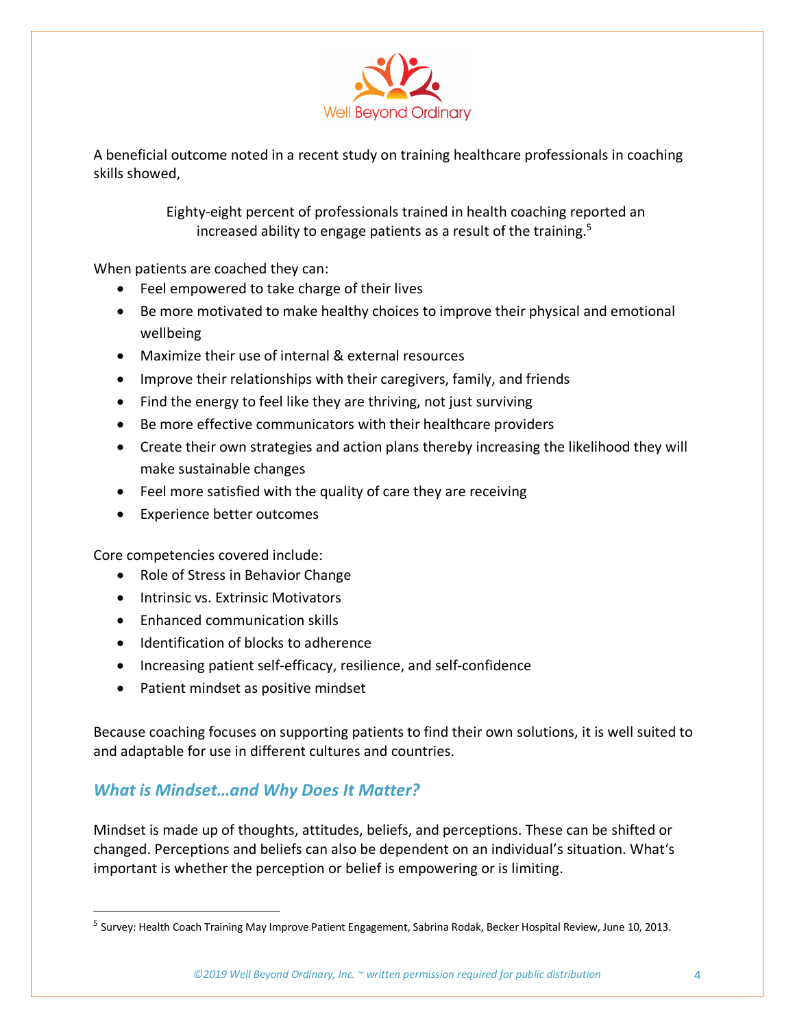A beneficial outcome noted in a recent study on training healthcare professionals in coaching skills showed,

> Eighty-eight percent of professionals trained in health coaching reported an increased ability to engage patients as a result of the training.[5]

When patients are coached they can:

- Feel empowered to take charge of their lives
- Be more motivated to make healthy choices to improve their physical and emotional wellbeing
- Maximize their use of internal & external resources
- Improve their relationships with their caregivers, family, and friends
- Find the energy to feel like they are thriving, not just surviving
- Be more effective communicators with their healthcare providers
- Create their own strategies and action plans thereby increasing the likelihood they will make sustainable changes
- Feel more satisfied with the quality of care they are receiving
- Experience better outcomes

Core competencies covered include:

- Role of Stress in Behavior Change
- Intrinsic vs. Extrinsic Motivators
- Enhanced communication skills
- Identification of blocks to adherence
- Increasing patient self-efficacy, resilience, and self-confidence
- Patient mindset as positive mindset

Because coaching focuses on supporting patients to find their own solutions, it is well suited to and adaptable for use in different cultures and countries.

## *What is Mindset…and Why Does It Matter?*

Mindset is made up of thoughts, attitudes, beliefs, and perceptions. These can be shifted or changed. Perceptions and beliefs can also be dependent on an individual's situation. What's important is whether the perception or belief is empowering or is limiting.

---

[5] Survey: Health Coach Training May Improve Patient Engagement, Sabrina Rodak, Becker Hospital Review, June 10, 2013.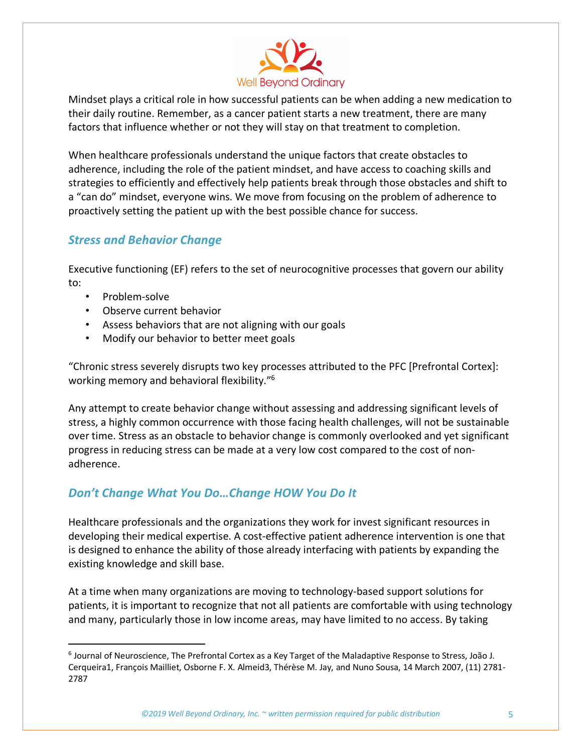Mindset plays a critical role in how successful patients can be when adding a new medication to their daily routine. Remember, as a cancer patient starts a new treatment, there are many factors that influence whether or not they will stay on that treatment to completion.

When healthcare professionals understand the unique factors that create obstacles to adherence, including the role of the patient mindset, and have access to coaching skills and strategies to efficiently and effectively help patients break through those obstacles and shift to a "can do" mindset, everyone wins. We move from focusing on the problem of adherence to proactively setting the patient up with the best possible chance for success.

## *Stress and Behavior Change*

Executive functioning (EF) refers to the set of neurocognitive processes that govern our ability to:

- Problem-solve
- Observe current behavior
- Assess behaviors that are not aligning with our goals
- Modify our behavior to better meet goals

"Chronic stress severely disrupts two key processes attributed to the PFC [Prefrontal Cortex]: working memory and behavioral flexibility."[6]

Any attempt to create behavior change without assessing and addressing significant levels of stress, a highly common occurrence with those facing health challenges, will not be sustainable over time. Stress as an obstacle to behavior change is commonly overlooked and yet significant progress in reducing stress can be made at a very low cost compared to the cost of non-adherence.

## *Don't Change What You Do…Change HOW You Do It*

Healthcare professionals and the organizations they work for invest significant resources in developing their medical expertise. A cost-effective patient adherence intervention is one that is designed to enhance the ability of those already interfacing with patients by expanding the existing knowledge and skill base.

At a time when many organizations are moving to technology-based support solutions for patients, it is important to recognize that not all patients are comfortable with using technology and many, particularly those in low income areas, may have limited to no access. By taking

---

[6] Journal of Neuroscience, The Prefrontal Cortex as a Key Target of the Maladaptive Response to Stress, João J. Cerqueira1, François Mailliet, Osborne F. X. Almeid3, Thérèse M. Jay, and Nuno Sousa, 14 March 2007, (11) 2781-2787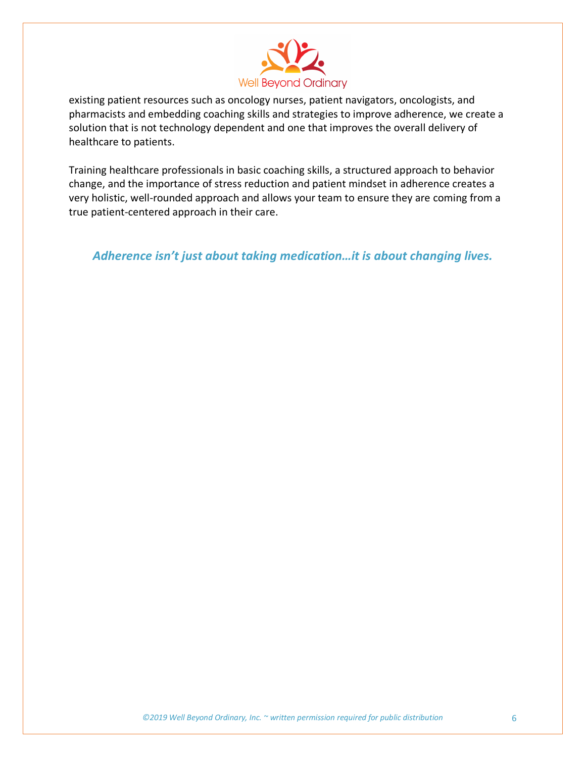existing patient resources such as oncology nurses, patient navigators, oncologists, and pharmacists and embedding coaching skills and strategies to improve adherence, we create a solution that is not technology dependent and one that improves the overall delivery of healthcare to patients.

Training healthcare professionals in basic coaching skills, a structured approach to behavior change, and the importance of stress reduction and patient mindset in adherence creates a very holistic, well-rounded approach and allows your team to ensure they are coming from a true patient-centered approach in their care.

***Adherence isn't just about taking medication…it is about changing lives.***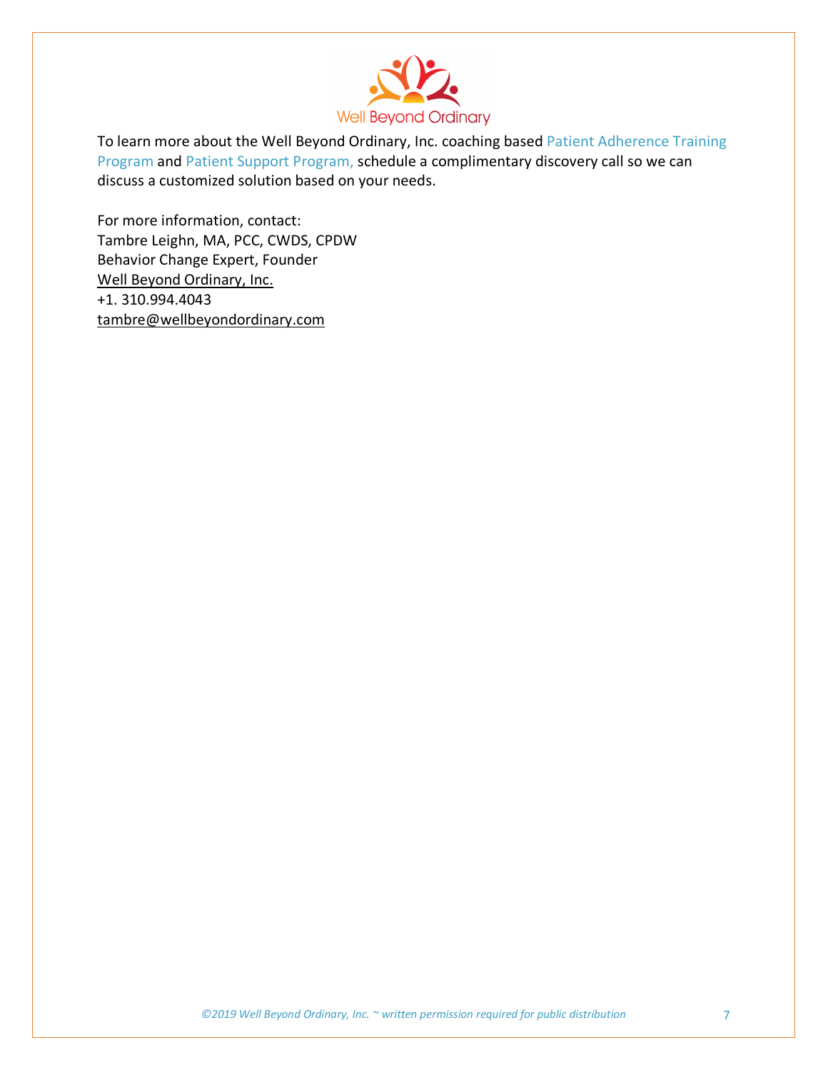Well Beyond Ordinary

To learn more about the Well Beyond Ordinary, Inc. coaching based Patient Adherence Training Program and Patient Support Program, schedule a complimentary discovery call so we can discuss a customized solution based on your needs.

For more information, contact:
Tambre Leighn, MA, PCC, CWDS, CPDW
Behavior Change Expert, Founder
Well Beyond Ordinary, Inc.
+1. 310.994.4043
tambre@wellbeyondordinary.com

*©2019 Well Beyond Ordinary, Inc. ~ written permission required for public distribution*